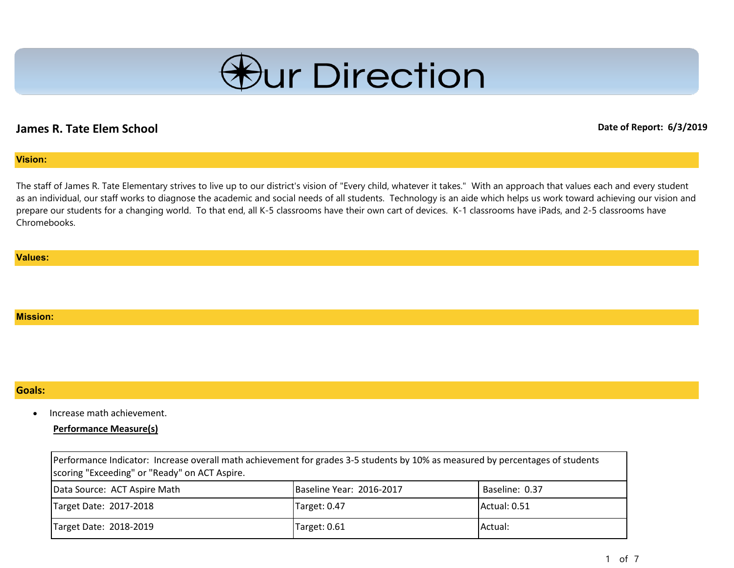# Our Direction

## James R. Tate Elem School

**Date of Report: 6/3/2019**

### Vision:

The staff of James R. Tate Elementary strives to live up to our district's vision of "Every child, whatever it takes." With an approach that values each and every student as an individual, our staff works to diagnose the academic and social needs of all students. Technology is an aide which helps us work toward achieving our vision and prepare our students for a changing world. To that end, all K-5 classrooms have their own cart of devices. K-1 classrooms have iPads, and 2-5 classrooms have Chromebooks.

### Values:

### Mission:

### Goals:

- Increase math achievement.

**Performance Measure(s)**

| Performance Indicator: Increase overall math achievement for grades 3-5 students by 10% as measured by percentages of students scoring "Exceeding" or "Ready" on ACT Aspire. | | |
|---|---|---|
| Data Source: ACT Aspire Math | Baseline Year: 2016-2017 | Baseline: 0.37 |
| Target Date: 2017-2018 | Target: 0.47 | Actual: 0.51 |
| Target Date: 2018-2019 | Target: 0.61 | Actual: |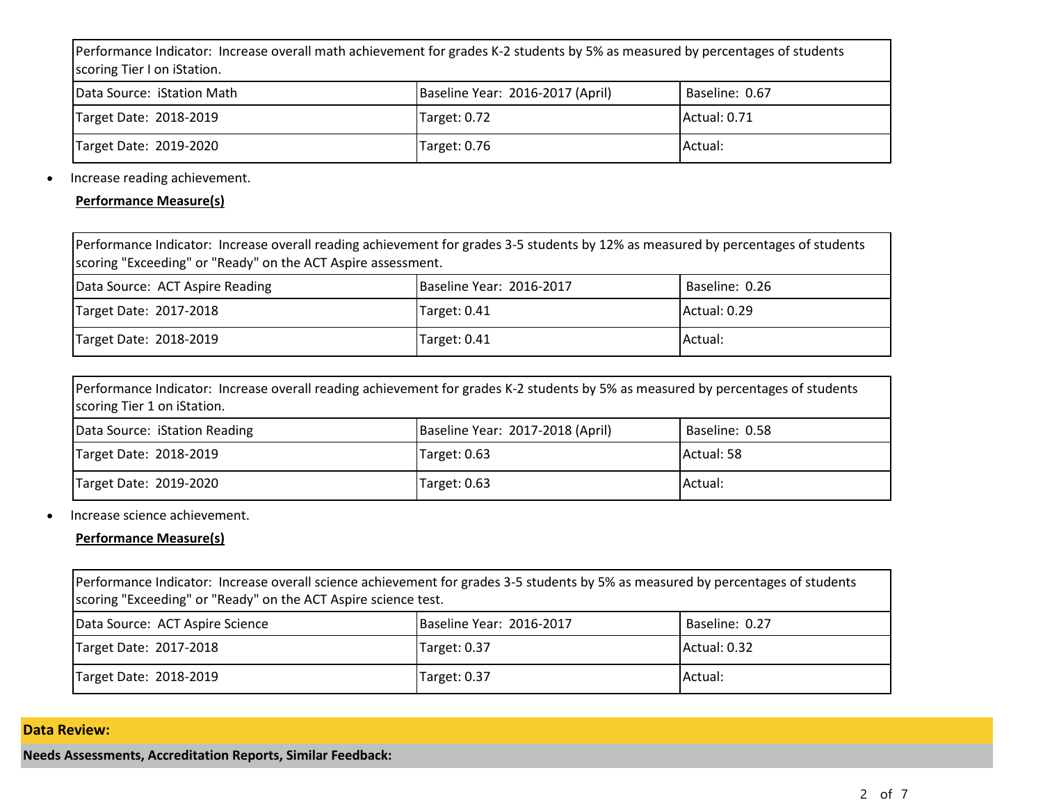| Performance Indicator: Increase overall math achievement for grades K-2 students by 5% as measured by percentages of students scoring Tier I on iStation. | | |
|---|---|---|
| Data Source: iStation Math | Baseline Year: 2016-2017 (April) | Baseline: 0.67 |
| Target Date: 2018-2019 | Target: 0.72 | Actual: 0.71 |
| Target Date: 2019-2020 | Target: 0.76 | Actual: |

- Increase reading achievement.

**Performance Measure(s)**

| Performance Indicator: Increase overall reading achievement for grades 3-5 students by 12% as measured by percentages of students scoring "Exceeding" or "Ready" on the ACT Aspire assessment. | | |
|---|---|---|
| Data Source: ACT Aspire Reading | Baseline Year: 2016-2017 | Baseline: 0.26 |
| Target Date: 2017-2018 | Target: 0.41 | Actual: 0.29 |
| Target Date: 2018-2019 | Target: 0.41 | Actual: |

| Performance Indicator: Increase overall reading achievement for grades K-2 students by 5% as measured by percentages of students scoring Tier 1 on iStation. | | |
|---|---|---|
| Data Source: iStation Reading | Baseline Year: 2017-2018 (April) | Baseline: 0.58 |
| Target Date: 2018-2019 | Target: 0.63 | Actual: 58 |
| Target Date: 2019-2020 | Target: 0.63 | Actual: |

- Increase science achievement.

**Performance Measure(s)**

| Performance Indicator: Increase overall science achievement for grades 3-5 students by 5% as measured by percentages of students scoring "Exceeding" or "Ready" on the ACT Aspire science test. | | |
|---|---|---|
| Data Source: ACT Aspire Science | Baseline Year: 2016-2017 | Baseline: 0.27 |
| Target Date: 2017-2018 | Target: 0.37 | Actual: 0.32 |
| Target Date: 2018-2019 | Target: 0.37 | Actual: |

## Data Review:

**Needs Assessments, Accreditation Reports, Similar Feedback:**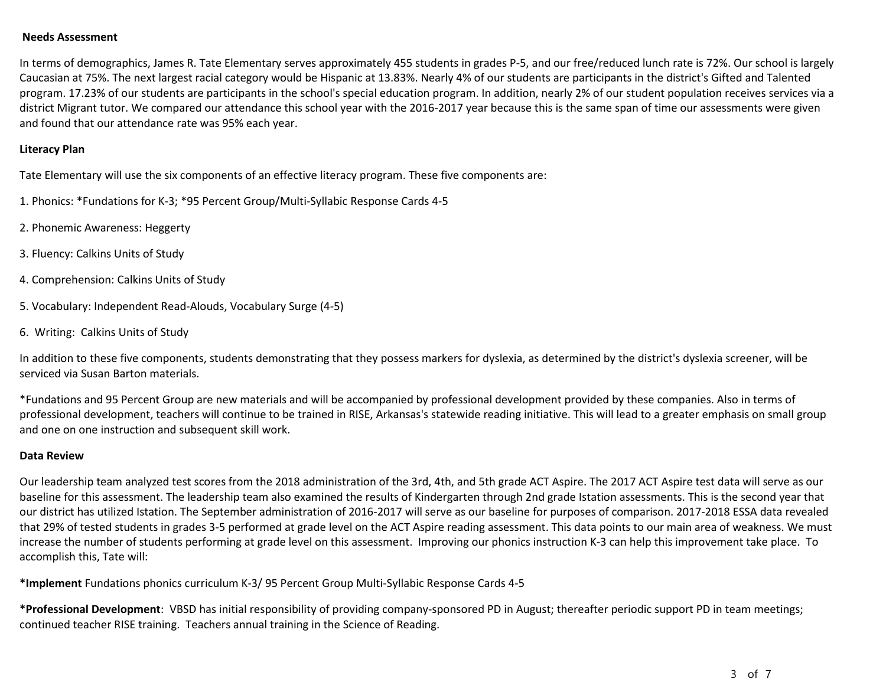**Needs Assessment**

In terms of demographics, James R. Tate Elementary serves approximately 455 students in grades P-5, and our free/reduced lunch rate is 72%. Our school is largely Caucasian at 75%. The next largest racial category would be Hispanic at 13.83%. Nearly 4% of our students are participants in the district's Gifted and Talented program. 17.23% of our students are participants in the school's special education program. In addition, nearly 2% of our student population receives services via a district Migrant tutor. We compared our attendance this school year with the 2016-2017 year because this is the same span of time our assessments were given and found that our attendance rate was 95% each year.

**Literacy Plan**

Tate Elementary will use the six components of an effective literacy program. These five components are:

1. Phonics: *Fundations for K-3; *95 Percent Group/Multi-Syllabic Response Cards 4-5

2. Phonemic Awareness: Heggerty

3. Fluency: Calkins Units of Study

4. Comprehension: Calkins Units of Study

5. Vocabulary: Independent Read-Alouds, Vocabulary Surge (4-5)

6. Writing: Calkins Units of Study

In addition to these five components, students demonstrating that they possess markers for dyslexia, as determined by the district's dyslexia screener, will be serviced via Susan Barton materials.

*Fundations and 95 Percent Group are new materials and will be accompanied by professional development provided by these companies. Also in terms of professional development, teachers will continue to be trained in RISE, Arkansas's statewide reading initiative. This will lead to a greater emphasis on small group and one on one instruction and subsequent skill work.

**Data Review**

Our leadership team analyzed test scores from the 2018 administration of the 3rd, 4th, and 5th grade ACT Aspire. The 2017 ACT Aspire test data will serve as our baseline for this assessment. The leadership team also examined the results of Kindergarten through 2nd grade Istation assessments. This is the second year that our district has utilized Istation. The September administration of 2016-2017 will serve as our baseline for purposes of comparison. 2017-2018 ESSA data revealed that 29% of tested students in grades 3-5 performed at grade level on the ACT Aspire reading assessment. This data points to our main area of weakness. We must increase the number of students performing at grade level on this assessment. Improving our phonics instruction K-3 can help this improvement take place. To accomplish this, Tate will:

***Implement** Fundations phonics curriculum K-3/ 95 Percent Group Multi-Syllabic Response Cards 4-5

***Professional Development**: VBSD has initial responsibility of providing company-sponsored PD in August; thereafter periodic support PD in team meetings; continued teacher RISE training. Teachers annual training in the Science of Reading.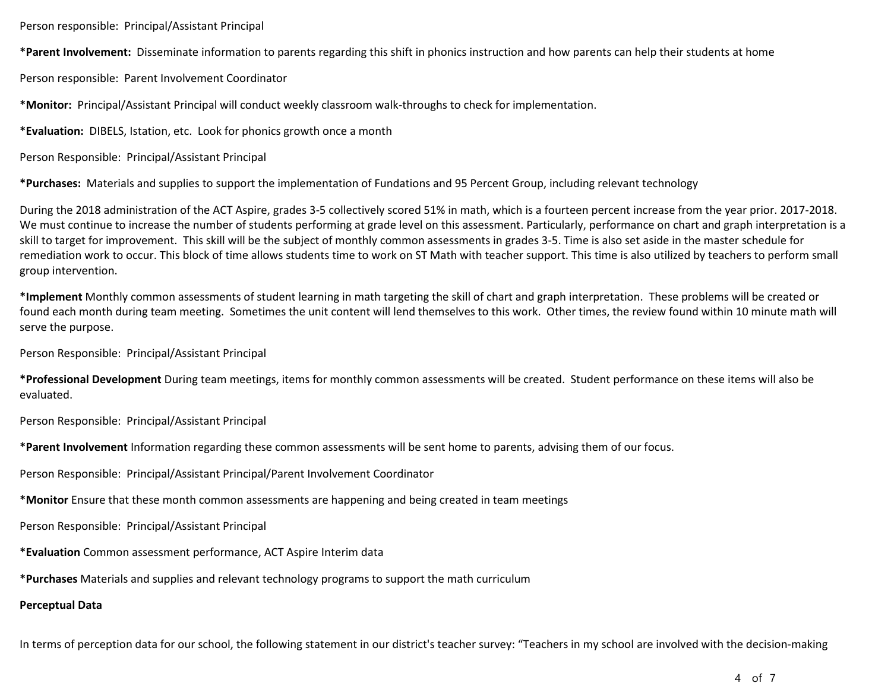Person responsible: Principal/Assistant Principal

**\*Parent Involvement:** Disseminate information to parents regarding this shift in phonics instruction and how parents can help their students at home

Person responsible: Parent Involvement Coordinator

**\*Monitor:** Principal/Assistant Principal will conduct weekly classroom walk-throughs to check for implementation.

**\*Evaluation:** DIBELS, Istation, etc. Look for phonics growth once a month

Person Responsible: Principal/Assistant Principal

**\*Purchases:** Materials and supplies to support the implementation of Fundations and 95 Percent Group, including relevant technology

During the 2018 administration of the ACT Aspire, grades 3-5 collectively scored 51% in math, which is a fourteen percent increase from the year prior. 2017-2018. We must continue to increase the number of students performing at grade level on this assessment. Particularly, performance on chart and graph interpretation is a skill to target for improvement. This skill will be the subject of monthly common assessments in grades 3-5. Time is also set aside in the master schedule for remediation work to occur. This block of time allows students time to work on ST Math with teacher support. This time is also utilized by teachers to perform small group intervention.

**\*Implement** Monthly common assessments of student learning in math targeting the skill of chart and graph interpretation. These problems will be created or found each month during team meeting. Sometimes the unit content will lend themselves to this work. Other times, the review found within 10 minute math will serve the purpose.

Person Responsible: Principal/Assistant Principal

**\*Professional Development** During team meetings, items for monthly common assessments will be created. Student performance on these items will also be evaluated.

Person Responsible: Principal/Assistant Principal

**\*Parent Involvement** Information regarding these common assessments will be sent home to parents, advising them of our focus.

Person Responsible: Principal/Assistant Principal/Parent Involvement Coordinator

**\*Monitor** Ensure that these month common assessments are happening and being created in team meetings

Person Responsible: Principal/Assistant Principal

**\*Evaluation** Common assessment performance, ACT Aspire Interim data

**\*Purchases** Materials and supplies and relevant technology programs to support the math curriculum

**Perceptual Data**

In terms of perception data for our school, the following statement in our district's teacher survey: "Teachers in my school are involved with the decision-making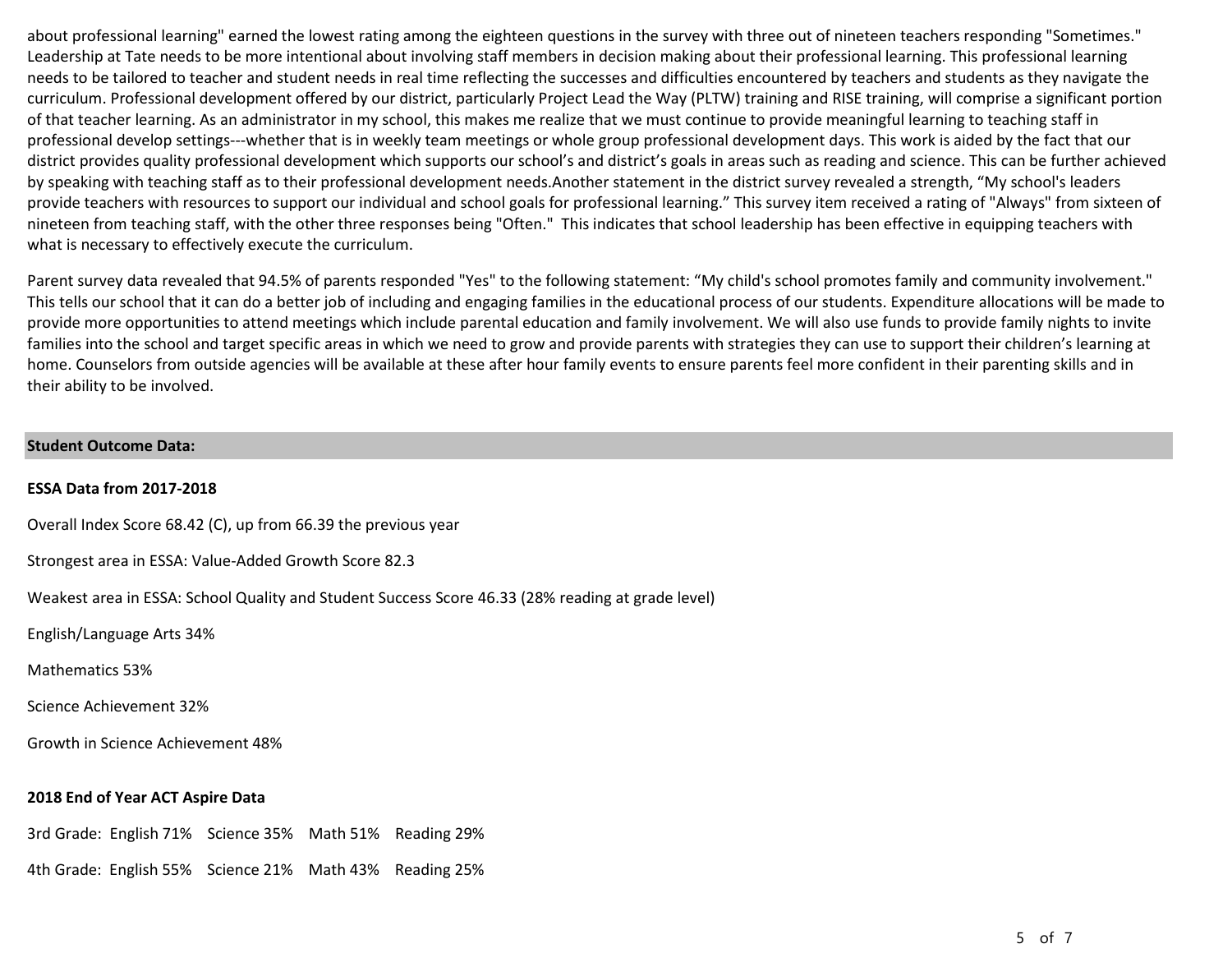about professional learning" earned the lowest rating among the eighteen questions in the survey with three out of nineteen teachers responding "Sometimes." Leadership at Tate needs to be more intentional about involving staff members in decision making about their professional learning. This professional learning needs to be tailored to teacher and student needs in real time reflecting the successes and difficulties encountered by teachers and students as they navigate the curriculum. Professional development offered by our district, particularly Project Lead the Way (PLTW) training and RISE training, will comprise a significant portion of that teacher learning. As an administrator in my school, this makes me realize that we must continue to provide meaningful learning to teaching staff in professional develop settings---whether that is in weekly team meetings or whole group professional development days. This work is aided by the fact that our district provides quality professional development which supports our school's and district's goals in areas such as reading and science. This can be further achieved by speaking with teaching staff as to their professional development needs.Another statement in the district survey revealed a strength, "My school's leaders provide teachers with resources to support our individual and school goals for professional learning." This survey item received a rating of "Always" from sixteen of nineteen from teaching staff, with the other three responses being "Often." This indicates that school leadership has been effective in equipping teachers with what is necessary to effectively execute the curriculum.

Parent survey data revealed that 94.5% of parents responded "Yes" to the following statement: "My child's school promotes family and community involvement." This tells our school that it can do a better job of including and engaging families in the educational process of our students. Expenditure allocations will be made to provide more opportunities to attend meetings which include parental education and family involvement. We will also use funds to provide family nights to invite families into the school and target specific areas in which we need to grow and provide parents with strategies they can use to support their children's learning at home. Counselors from outside agencies will be available at these after hour family events to ensure parents feel more confident in their parenting skills and in their ability to be involved.

## Student Outcome Data:

**ESSA Data from 2017-2018**

Overall Index Score 68.42 (C), up from 66.39 the previous year

Strongest area in ESSA: Value-Added Growth Score 82.3

Weakest area in ESSA: School Quality and Student Success Score 46.33 (28% reading at grade level)

English/Language Arts 34%

Mathematics 53%

Science Achievement 32%

Growth in Science Achievement 48%

**2018 End of Year ACT Aspire Data**

3rd Grade: English 71% Science 35% Math 51% Reading 29%

4th Grade: English 55% Science 21% Math 43% Reading 25%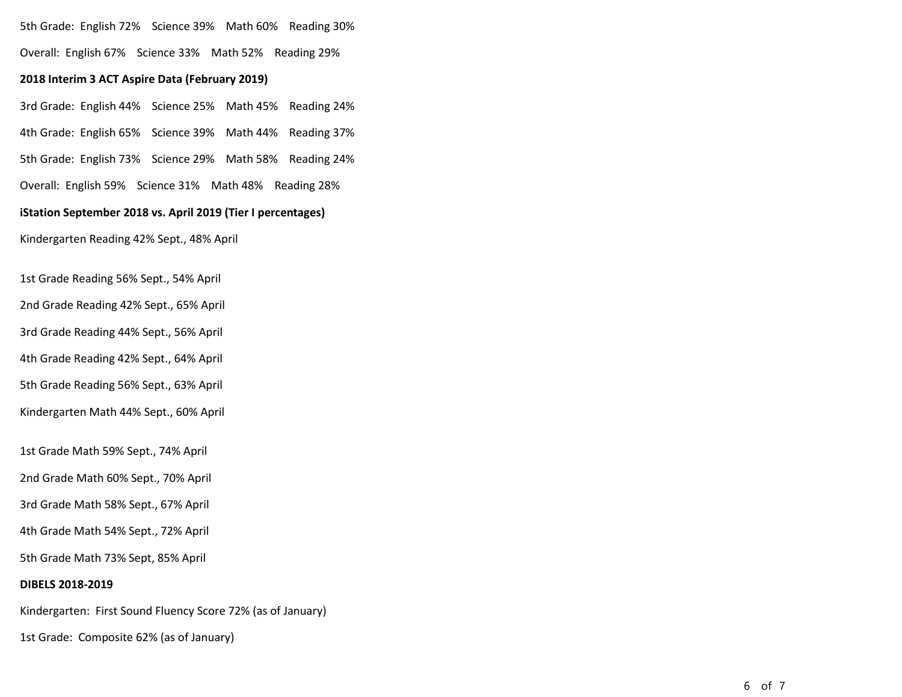5th Grade: English 72% Science 39% Math 60% Reading 30%

Overall: English 67% Science 33% Math 52% Reading 29%

**2018 Interim 3 ACT Aspire Data (February 2019)**

3rd Grade: English 44% Science 25% Math 45% Reading 24%

4th Grade: English 65% Science 39% Math 44% Reading 37%

5th Grade: English 73% Science 29% Math 58% Reading 24%

Overall: English 59% Science 31% Math 48% Reading 28%

**iStation September 2018 vs. April 2019 (Tier I percentages)**

Kindergarten Reading 42% Sept., 48% April

1st Grade Reading 56% Sept., 54% April

2nd Grade Reading 42% Sept., 65% April

3rd Grade Reading 44% Sept., 56% April

4th Grade Reading 42% Sept., 64% April

5th Grade Reading 56% Sept., 63% April

Kindergarten Math 44% Sept., 60% April

1st Grade Math 59% Sept., 74% April

2nd Grade Math 60% Sept., 70% April

3rd Grade Math 58% Sept., 67% April

4th Grade Math 54% Sept., 72% April

5th Grade Math 73% Sept, 85% April

**DIBELS 2018-2019**

Kindergarten: First Sound Fluency Score 72% (as of January)

1st Grade: Composite 62% (as of January)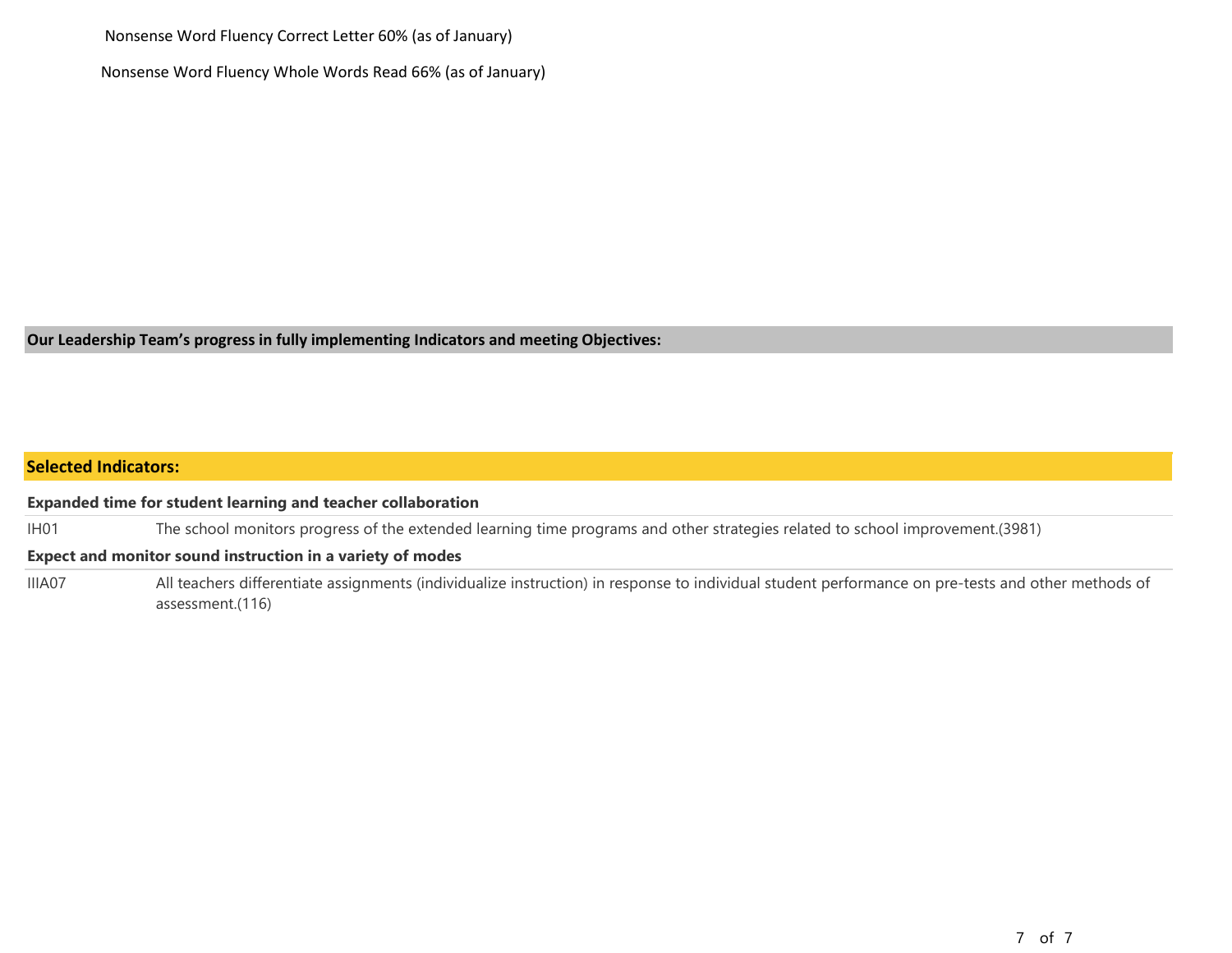Nonsense Word Fluency Correct Letter 60% (as of January)

Nonsense Word Fluency Whole Words Read 66% (as of January)

**Our Leadership Team's progress in fully implementing Indicators and meeting Objectives:**

## Selected Indicators:

**Expanded time for student learning and teacher collaboration**

| | |
|---|---|
| IH01 | The school monitors progress of the extended learning time programs and other strategies related to school improvement.(3981) |

**Expect and monitor sound instruction in a variety of modes**

| | |
|---|---|
| IIIA07 | All teachers differentiate assignments (individualize instruction) in response to individual student performance on pre-tests and other methods of assessment.(116) |